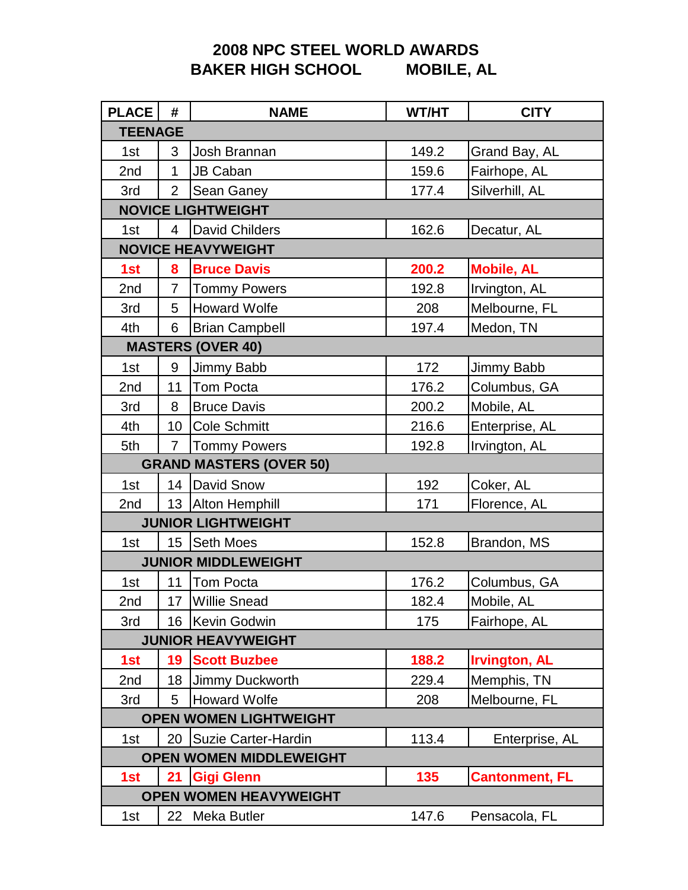# 2008 NPC STEEL WORLD AWARDS
## BAKER HIGH SCHOOL MOBILE, AL

| PLACE | # | NAME | WT/HT | CITY |
|---|---|---|---|---|
| **TEENAGE** | | | | |
| 1st | 3 | Josh Brannan | 149.2 | Grand Bay, AL |
| 2nd | 1 | JB Caban | 159.6 | Fairhope, AL |
| 3rd | 2 | Sean Ganey | 177.4 | Silverhill, AL |
| **NOVICE LIGHTWEIGHT** | | | | |
| 1st | 4 | David Childers | 162.6 | Decatur, AL |
| **NOVICE HEAVYWEIGHT** | | | | |
| **1st** | **8** | **Bruce Davis** | **200.2** | **Mobile, AL** |
| 2nd | 7 | Tommy Powers | 192.8 | Irvington, AL |
| 3rd | 5 | Howard Wolfe | 208 | Melbourne, FL |
| 4th | 6 | Brian Campbell | 197.4 | Medon, TN |
| **MASTERS (OVER 40)** | | | | |
| 1st | 9 | Jimmy Babb | 172 | Jimmy Babb |
| 2nd | 11 | Tom Pocta | 176.2 | Columbus, GA |
| 3rd | 8 | Bruce Davis | 200.2 | Mobile, AL |
| 4th | 10 | Cole Schmitt | 216.6 | Enterprise, AL |
| 5th | 7 | Tommy Powers | 192.8 | Irvington, AL |
| **GRAND MASTERS (OVER 50)** | | | | |
| 1st | 14 | David Snow | 192 | Coker, AL |
| 2nd | 13 | Alton Hemphill | 171 | Florence, AL |
| **JUNIOR LIGHTWEIGHT** | | | | |
| 1st | 15 | Seth Moes | 152.8 | Brandon, MS |
| **JUNIOR MIDDLEWEIGHT** | | | | |
| 1st | 11 | Tom Pocta | 176.2 | Columbus, GA |
| 2nd | 17 | Willie Snead | 182.4 | Mobile, AL |
| 3rd | 16 | Kevin Godwin | 175 | Fairhope, AL |
| **JUNIOR HEAVYWEIGHT** | | | | |
| **1st** | **19** | **Scott Buzbee** | **188.2** | **Irvington, AL** |
| 2nd | 18 | Jimmy Duckworth | 229.4 | Memphis, TN |
| 3rd | 5 | Howard Wolfe | 208 | Melbourne, FL |
| **OPEN WOMEN LIGHTWEIGHT** | | | | |
| 1st | 20 | Suzie Carter-Hardin | 113.4 | Enterprise, AL |
| **OPEN WOMEN MIDDLEWEIGHT** | | | | |
| **1st** | **21** | **Gigi Glenn** | **135** | **Cantonment, FL** |
| **OPEN WOMEN HEAVYWEIGHT** | | | | |
| 1st | 22 | Meka Butler | 147.6 | Pensacola, FL |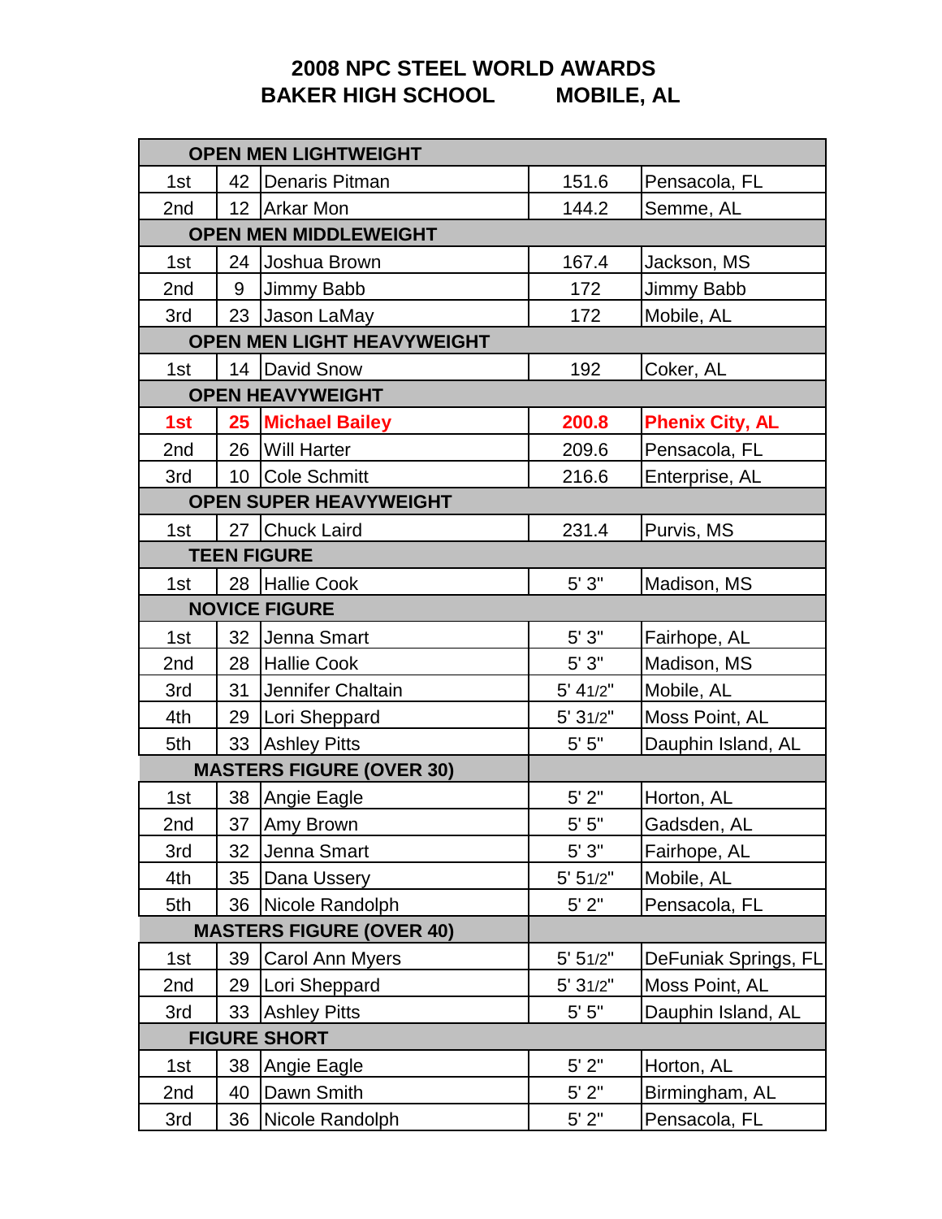# 2008 NPC STEEL WORLD AWARDS

## BAKER HIGH SCHOOL MOBILE, AL

| OPEN MEN LIGHTWEIGHT | | | | |
|---|---|---|---|---|
| 1st | 42 | Denaris Pitman | 151.6 | Pensacola, FL |
| 2nd | 12 | Arkar Mon | 144.2 | Semme, AL |
| **OPEN MEN MIDDLEWEIGHT** | | | | |
| 1st | 24 | Joshua Brown | 167.4 | Jackson, MS |
| 2nd | 9 | Jimmy Babb | 172 | Jimmy Babb |
| 3rd | 23 | Jason LaMay | 172 | Mobile, AL |
| **OPEN MEN LIGHT HEAVYWEIGHT** | | | | |
| 1st | 14 | David Snow | 192 | Coker, AL |
| **OPEN HEAVYWEIGHT** | | | | |
| **1st** | **25** | **Michael Bailey** | **200.8** | **Phenix City, AL** |
| 2nd | 26 | Will Harter | 209.6 | Pensacola, FL |
| 3rd | 10 | Cole Schmitt | 216.6 | Enterprise, AL |
| **OPEN SUPER HEAVYWEIGHT** | | | | |
| 1st | 27 | Chuck Laird | 231.4 | Purvis, MS |
| **TEEN FIGURE** | | | | |
| 1st | 28 | Hallie Cook | 5' 3" | Madison, MS |
| **NOVICE FIGURE** | | | | |
| 1st | 32 | Jenna Smart | 5' 3" | Fairhope, AL |
| 2nd | 28 | Hallie Cook | 5' 3" | Madison, MS |
| 3rd | 31 | Jennifer Chaltain | 5' 41/2" | Mobile, AL |
| 4th | 29 | Lori Sheppard | 5' 31/2" | Moss Point, AL |
| 5th | 33 | Ashley Pitts | 5' 5" | Dauphin Island, AL |
| **MASTERS FIGURE (OVER 30)** | | | | |
| 1st | 38 | Angie Eagle | 5' 2" | Horton, AL |
| 2nd | 37 | Amy Brown | 5' 5" | Gadsden, AL |
| 3rd | 32 | Jenna Smart | 5' 3" | Fairhope, AL |
| 4th | 35 | Dana Ussery | 5' 51/2" | Mobile, AL |
| 5th | 36 | Nicole Randolph | 5' 2" | Pensacola, FL |
| **MASTERS FIGURE (OVER 40)** | | | | |
| 1st | 39 | Carol Ann Myers | 5' 51/2" | DeFuniak Springs, FL |
| 2nd | 29 | Lori Sheppard | 5' 31/2" | Moss Point, AL |
| 3rd | 33 | Ashley Pitts | 5' 5" | Dauphin Island, AL |
| **FIGURE SHORT** | | | | |
| 1st | 38 | Angie Eagle | 5' 2" | Horton, AL |
| 2nd | 40 | Dawn Smith | 5' 2" | Birmingham, AL |
| 3rd | 36 | Nicole Randolph | 5' 2" | Pensacola, FL |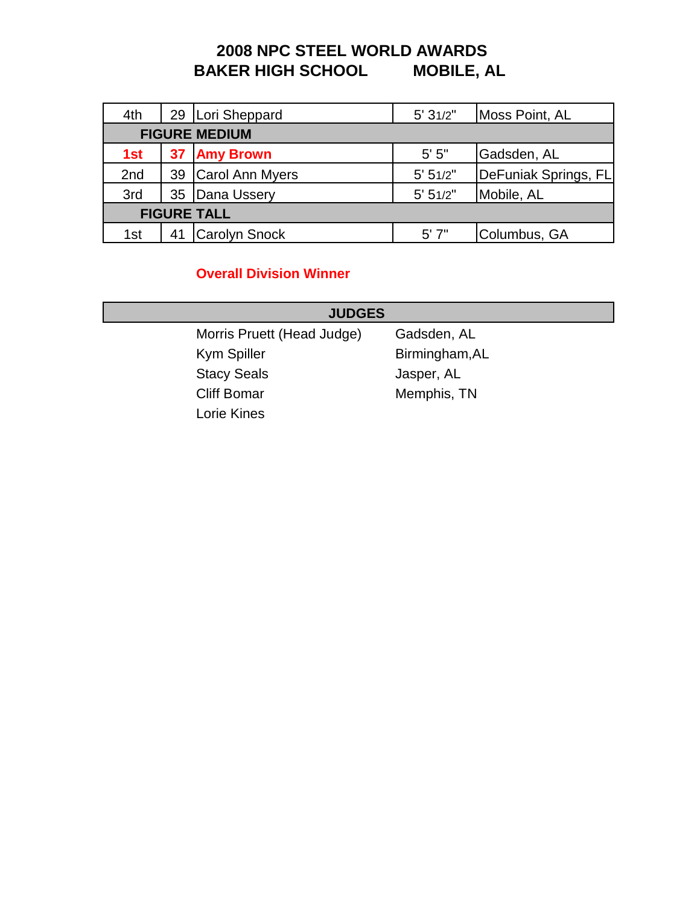## 2008 NPC STEEL WORLD AWARDS
## BAKER HIGH SCHOOL MOBILE, AL

| | | | | |
|---|---|---|---|---|
| 4th | 29 | Lori Sheppard | 5' 31/2" | Moss Point, AL |
| **FIGURE MEDIUM** | | | | |
| **1st** | **37** | **Amy Brown** | 5' 5" | Gadsden, AL |
| 2nd | 39 | Carol Ann Myers | 5' 51/2" | DeFuniak Springs, FL |
| 3rd | 35 | Dana Ussery | 5' 51/2" | Mobile, AL |
| **FIGURE TALL** | | | | |
| 1st | 41 | Carolyn Snock | 5' 7" | Columbus, GA |

**Overall Division Winner**

| **JUDGES** | |
|---|---|
| Morris Pruett (Head Judge) | Gadsden, AL |
| Kym Spiller | Birmingham,AL |
| Stacy Seals | Jasper, AL |
| Cliff Bomar | Memphis, TN |
| Lorie Kines | |